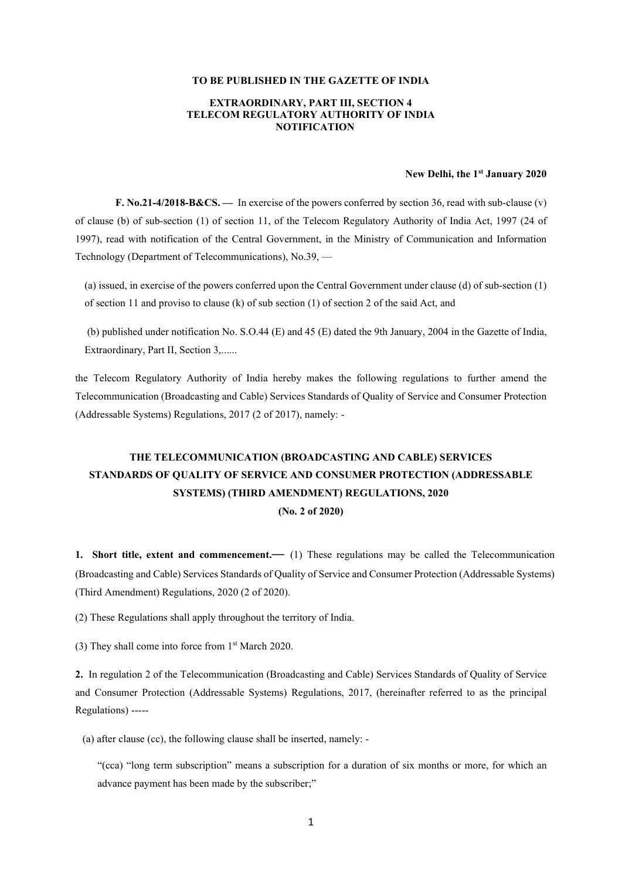**TO BE PUBLISHED IN THE GAZETTE OF INDIA**

**EXTRAORDINARY, PART III, SECTION 4**
**TELECOM REGULATORY AUTHORITY OF INDIA**
**NOTIFICATION**

**New Delhi, the 1st January 2020**

**F. No.21-4/2018-B&CS. —** In exercise of the powers conferred by section 36, read with sub-clause (v) of clause (b) of sub-section (1) of section 11, of the Telecom Regulatory Authority of India Act, 1997 (24 of 1997), read with notification of the Central Government, in the Ministry of Communication and Information Technology (Department of Telecommunications), No.39, —

(a) issued, in exercise of the powers conferred upon the Central Government under clause (d) of sub-section (1) of section 11 and proviso to clause (k) of sub section (1) of section 2 of the said Act, and

(b) published under notification No. S.O.44 (E) and 45 (E) dated the 9th January, 2004 in the Gazette of India, Extraordinary, Part II, Section 3,......

the Telecom Regulatory Authority of India hereby makes the following regulations to further amend the Telecommunication (Broadcasting and Cable) Services Standards of Quality of Service and Consumer Protection (Addressable Systems) Regulations, 2017 (2 of 2017), namely: -

## THE TELECOMMUNICATION (BROADCASTING AND CABLE) SERVICES STANDARDS OF QUALITY OF SERVICE AND CONSUMER PROTECTION (ADDRESSABLE SYSTEMS) (THIRD AMENDMENT) REGULATIONS, 2020

**(No. 2 of 2020)**

**1. Short title, extent and commencement.—** (1) These regulations may be called the Telecommunication (Broadcasting and Cable) Services Standards of Quality of Service and Consumer Protection (Addressable Systems) (Third Amendment) Regulations, 2020 (2 of 2020).

(2) These Regulations shall apply throughout the territory of India.

(3) They shall come into force from 1st March 2020.

**2.** In regulation 2 of the Telecommunication (Broadcasting and Cable) Services Standards of Quality of Service and Consumer Protection (Addressable Systems) Regulations, 2017, (hereinafter referred to as the principal Regulations) -----

(a) after clause (cc), the following clause shall be inserted, namely: -

"(cca) "long term subscription" means a subscription for a duration of six months or more, for which an advance payment has been made by the subscriber;"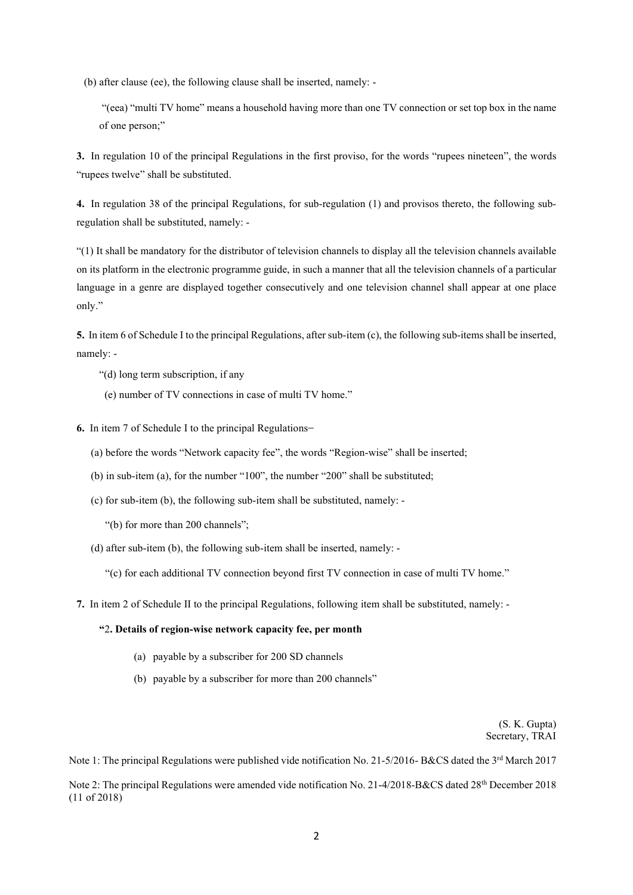(b) after clause (ee), the following clause shall be inserted, namely: -

"(eea) "multi TV home" means a household having more than one TV connection or set top box in the name of one person;"

**3.** In regulation 10 of the principal Regulations in the first proviso, for the words "rupees nineteen", the words "rupees twelve" shall be substituted.

**4.** In regulation 38 of the principal Regulations, for sub-regulation (1) and provisos thereto, the following sub-regulation shall be substituted, namely: -

"(1) It shall be mandatory for the distributor of television channels to display all the television channels available on its platform in the electronic programme guide, in such a manner that all the television channels of a particular language in a genre are displayed together consecutively and one television channel shall appear at one place only."

**5.** In item 6 of Schedule I to the principal Regulations, after sub-item (c), the following sub-items shall be inserted, namely: -

"(d) long term subscription, if any

(e) number of TV connections in case of multi TV home."

**6.** In item 7 of Schedule I to the principal Regulations–

(a) before the words "Network capacity fee", the words "Region-wise" shall be inserted;

(b) in sub-item (a), for the number "100", the number "200" shall be substituted;

(c) for sub-item (b), the following sub-item shall be substituted, namely: -

"(b) for more than 200 channels";

(d) after sub-item (b), the following sub-item shall be inserted, namely: -

"(c) for each additional TV connection beyond first TV connection in case of multi TV home."

**7.** In item 2 of Schedule II to the principal Regulations, following item shall be substituted, namely: -

**"2. Details of region-wise network capacity fee, per month**

(a) payable by a subscriber for 200 SD channels

(b) payable by a subscriber for more than 200 channels"

(S. K. Gupta)
Secretary, TRAI

Note 1: The principal Regulations were published vide notification No. 21-5/2016- B&CS dated the 3rd March 2017

Note 2: The principal Regulations were amended vide notification No. 21-4/2018-B&CS dated 28th December 2018 (11 of 2018)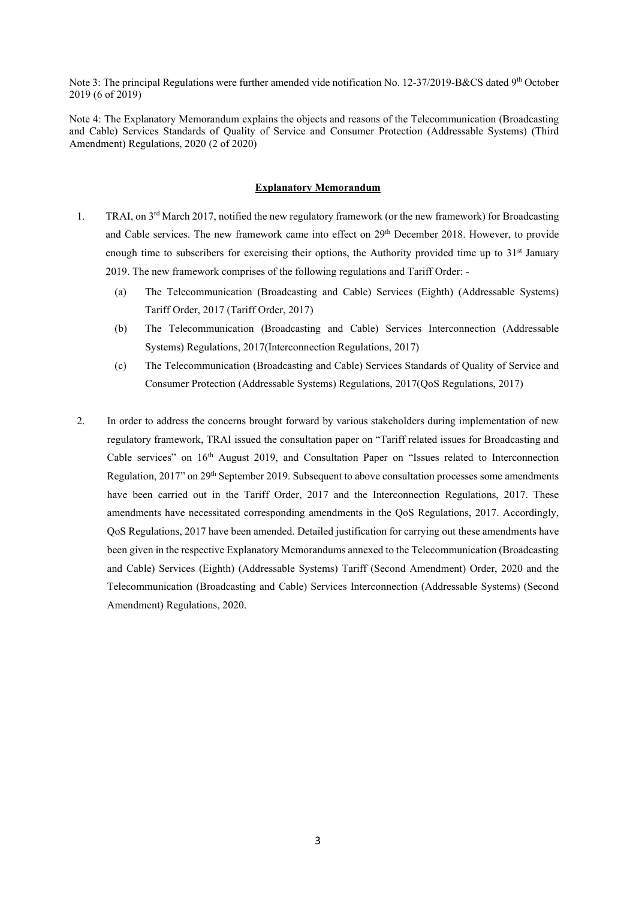Note 3: The principal Regulations were further amended vide notification No. 12-37/2019-B&CS dated 9th October 2019 (6 of 2019)

Note 4: The Explanatory Memorandum explains the objects and reasons of the Telecommunication (Broadcasting and Cable) Services Standards of Quality of Service and Consumer Protection (Addressable Systems) (Third Amendment) Regulations, 2020 (2 of 2020)

## Explanatory Memorandum

1. TRAI, on 3rd March 2017, notified the new regulatory framework (or the new framework) for Broadcasting and Cable services. The new framework came into effect on 29th December 2018. However, to provide enough time to subscribers for exercising their options, the Authority provided time up to 31st January 2019. The new framework comprises of the following regulations and Tariff Order: -

   (a) The Telecommunication (Broadcasting and Cable) Services (Eighth) (Addressable Systems) Tariff Order, 2017 (Tariff Order, 2017)

   (b) The Telecommunication (Broadcasting and Cable) Services Interconnection (Addressable Systems) Regulations, 2017(Interconnection Regulations, 2017)

   (c) The Telecommunication (Broadcasting and Cable) Services Standards of Quality of Service and Consumer Protection (Addressable Systems) Regulations, 2017(QoS Regulations, 2017)

2. In order to address the concerns brought forward by various stakeholders during implementation of new regulatory framework, TRAI issued the consultation paper on "Tariff related issues for Broadcasting and Cable services" on 16th August 2019, and Consultation Paper on "Issues related to Interconnection Regulation, 2017" on 29th September 2019. Subsequent to above consultation processes some amendments have been carried out in the Tariff Order, 2017 and the Interconnection Regulations, 2017. These amendments have necessitated corresponding amendments in the QoS Regulations, 2017. Accordingly, QoS Regulations, 2017 have been amended. Detailed justification for carrying out these amendments have been given in the respective Explanatory Memorandums annexed to the Telecommunication (Broadcasting and Cable) Services (Eighth) (Addressable Systems) Tariff (Second Amendment) Order, 2020 and the Telecommunication (Broadcasting and Cable) Services Interconnection (Addressable Systems) (Second Amendment) Regulations, 2020.